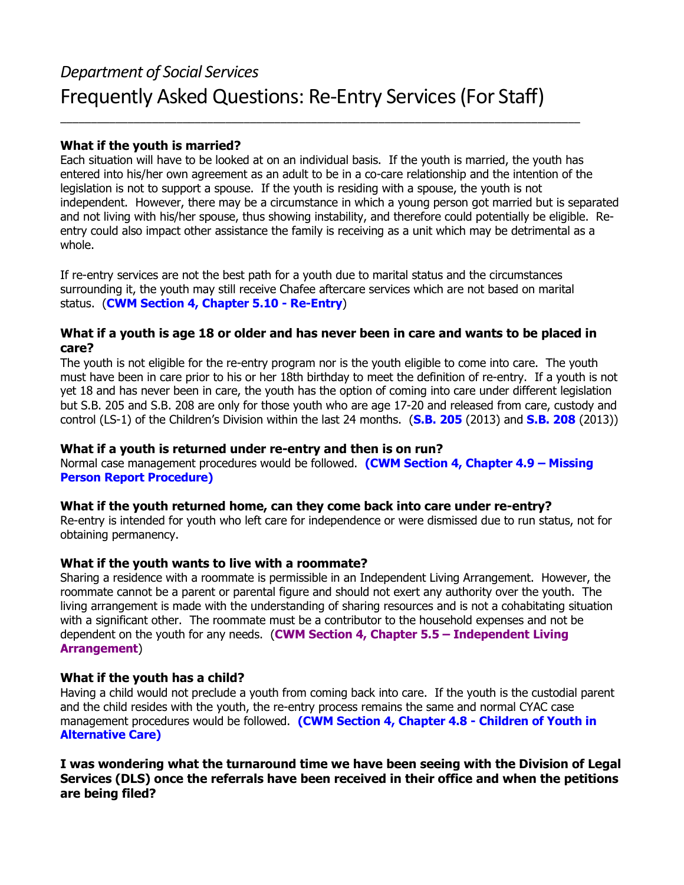*Department of Social Services*

# Frequently Asked Questions: Re-Entry Services (For Staff)

---

**What if the youth is married?**

Each situation will have to be looked at on an individual basis. If the youth is married, the youth has entered into his/her own agreement as an adult to be in a co-care relationship and the intention of the legislation is not to support a spouse. If the youth is residing with a spouse, the youth is not independent. However, there may be a circumstance in which a young person got married but is separated and not living with his/her spouse, thus showing instability, and therefore could potentially be eligible. Re-entry could also impact other assistance the family is receiving as a unit which may be detrimental as a whole.

If re-entry services are not the best path for a youth due to marital status and the circumstances surrounding it, the youth may still receive Chafee aftercare services which are not based on marital status. (**CWM Section 4, Chapter 5.10 - Re-Entry**)

**What if a youth is age 18 or older and has never been in care and wants to be placed in care?**

The youth is not eligible for the re-entry program nor is the youth eligible to come into care. The youth must have been in care prior to his or her 18th birthday to meet the definition of re-entry. If a youth is not yet 18 and has never been in care, the youth has the option of coming into care under different legislation but S.B. 205 and S.B. 208 are only for those youth who are age 17-20 and released from care, custody and control (LS-1) of the Children's Division within the last 24 months. (**S.B. 205** (2013) and **S.B. 208** (2013))

**What if a youth is returned under re-entry and then is on run?**

Normal case management procedures would be followed. **(CWM Section 4, Chapter 4.9 – Missing Person Report Procedure)**

**What if the youth returned home, can they come back into care under re-entry?**

Re-entry is intended for youth who left care for independence or were dismissed due to run status, not for obtaining permanency.

**What if the youth wants to live with a roommate?**

Sharing a residence with a roommate is permissible in an Independent Living Arrangement. However, the roommate cannot be a parent or parental figure and should not exert any authority over the youth. The living arrangement is made with the understanding of sharing resources and is not a cohabitating situation with a significant other. The roommate must be a contributor to the household expenses and not be dependent on the youth for any needs. (**CWM Section 4, Chapter 5.5 – Independent Living Arrangement**)

**What if the youth has a child?**

Having a child would not preclude a youth from coming back into care. If the youth is the custodial parent and the child resides with the youth, the re-entry process remains the same and normal CYAC case management procedures would be followed. **(CWM Section 4, Chapter 4.8 - Children of Youth in Alternative Care)**

**I was wondering what the turnaround time we have been seeing with the Division of Legal Services (DLS) once the referrals have been received in their office and when the petitions are being filed?**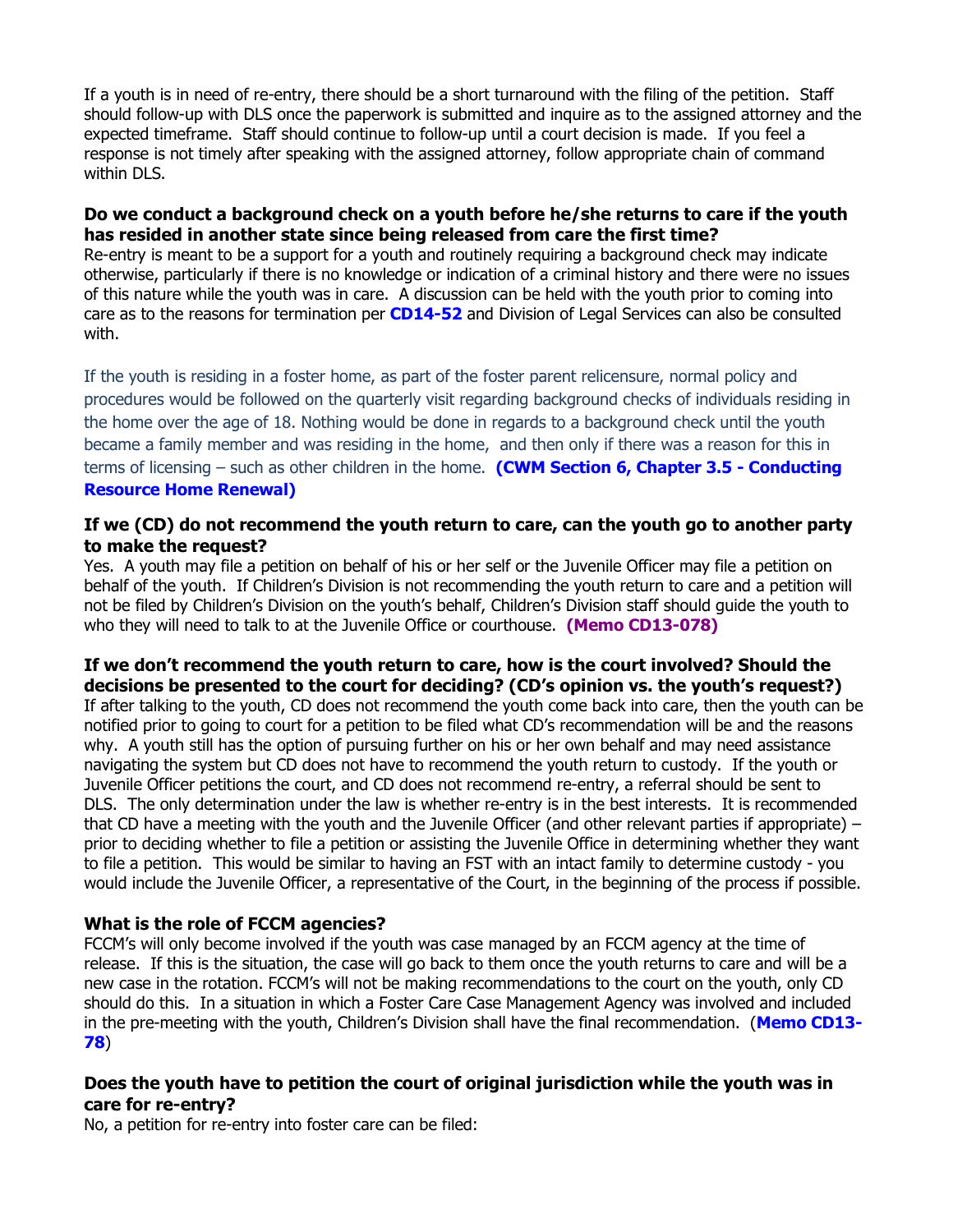If a youth is in need of re-entry, there should be a short turnaround with the filing of the petition. Staff should follow-up with DLS once the paperwork is submitted and inquire as to the assigned attorney and the expected timeframe. Staff should continue to follow-up until a court decision is made. If you feel a response is not timely after speaking with the assigned attorney, follow appropriate chain of command within DLS.

**Do we conduct a background check on a youth before he/she returns to care if the youth has resided in another state since being released from care the first time?**
Re-entry is meant to be a support for a youth and routinely requiring a background check may indicate otherwise, particularly if there is no knowledge or indication of a criminal history and there were no issues of this nature while the youth was in care. A discussion can be held with the youth prior to coming into care as to the reasons for termination per **CD14-52** and Division of Legal Services can also be consulted with.

If the youth is residing in a foster home, as part of the foster parent relicensure, normal policy and procedures would be followed on the quarterly visit regarding background checks of individuals residing in the home over the age of 18. Nothing would be done in regards to a background check until the youth became a family member and was residing in the home, and then only if there was a reason for this in terms of licensing – such as other children in the home. **(CWM Section 6, Chapter 3.5 - Conducting Resource Home Renewal)**

**If we (CD) do not recommend the youth return to care, can the youth go to another party to make the request?**
Yes. A youth may file a petition on behalf of his or her self or the Juvenile Officer may file a petition on behalf of the youth. If Children's Division is not recommending the youth return to care and a petition will not be filed by Children's Division on the youth's behalf, Children's Division staff should guide the youth to who they will need to talk to at the Juvenile Office or courthouse. **(Memo CD13-078)**

**If we don't recommend the youth return to care, how is the court involved? Should the decisions be presented to the court for deciding? (CD's opinion vs. the youth's request?)**
If after talking to the youth, CD does not recommend the youth come back into care, then the youth can be notified prior to going to court for a petition to be filed what CD's recommendation will be and the reasons why. A youth still has the option of pursuing further on his or her own behalf and may need assistance navigating the system but CD does not have to recommend the youth return to custody. If the youth or Juvenile Officer petitions the court, and CD does not recommend re-entry, a referral should be sent to DLS. The only determination under the law is whether re-entry is in the best interests. It is recommended that CD have a meeting with the youth and the Juvenile Officer (and other relevant parties if appropriate) – prior to deciding whether to file a petition or assisting the Juvenile Office in determining whether they want to file a petition. This would be similar to having an FST with an intact family to determine custody - you would include the Juvenile Officer, a representative of the Court, in the beginning of the process if possible.

**What is the role of FCCM agencies?**
FCCM's will only become involved if the youth was case managed by an FCCM agency at the time of release. If this is the situation, the case will go back to them once the youth returns to care and will be a new case in the rotation. FCCM's will not be making recommendations to the court on the youth, only CD should do this. In a situation in which a Foster Care Case Management Agency was involved and included in the pre-meeting with the youth, Children's Division shall have the final recommendation. (**Memo CD13-78**)

**Does the youth have to petition the court of original jurisdiction while the youth was in care for re-entry?**
No, a petition for re-entry into foster care can be filed: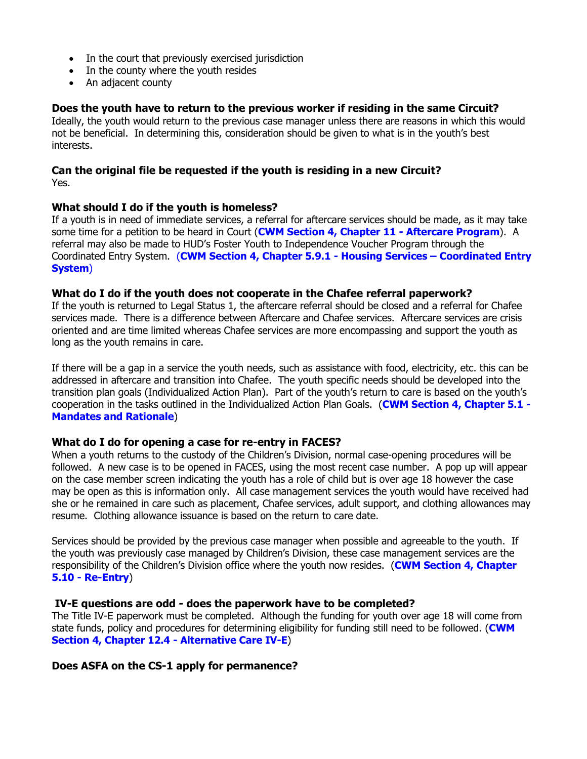- In the court that previously exercised jurisdiction
- In the county where the youth resides
- An adjacent county

**Does the youth have to return to the previous worker if residing in the same Circuit?**
Ideally, the youth would return to the previous case manager unless there are reasons in which this would not be beneficial. In determining this, consideration should be given to what is in the youth's best interests.

**Can the original file be requested if the youth is residing in a new Circuit?**
Yes.

**What should I do if the youth is homeless?**
If a youth is in need of immediate services, a referral for aftercare services should be made, as it may take some time for a petition to be heard in Court (**CWM Section 4, Chapter 11 - Aftercare Program**). A referral may also be made to HUD's Foster Youth to Independence Voucher Program through the Coordinated Entry System. (**CWM Section 4, Chapter 5.9.1 - Housing Services – Coordinated Entry System**)

**What do I do if the youth does not cooperate in the Chafee referral paperwork?**
If the youth is returned to Legal Status 1, the aftercare referral should be closed and a referral for Chafee services made. There is a difference between Aftercare and Chafee services. Aftercare services are crisis oriented and are time limited whereas Chafee services are more encompassing and support the youth as long as the youth remains in care.

If there will be a gap in a service the youth needs, such as assistance with food, electricity, etc. this can be addressed in aftercare and transition into Chafee. The youth specific needs should be developed into the transition plan goals (Individualized Action Plan). Part of the youth's return to care is based on the youth's cooperation in the tasks outlined in the Individualized Action Plan Goals. (**CWM Section 4, Chapter 5.1 - Mandates and Rationale**)

**What do I do for opening a case for re-entry in FACES?**
When a youth returns to the custody of the Children's Division, normal case-opening procedures will be followed. A new case is to be opened in FACES, using the most recent case number. A pop up will appear on the case member screen indicating the youth has a role of child but is over age 18 however the case may be open as this is information only. All case management services the youth would have received had she or he remained in care such as placement, Chafee services, adult support, and clothing allowances may resume. Clothing allowance issuance is based on the return to care date.

Services should be provided by the previous case manager when possible and agreeable to the youth. If the youth was previously case managed by Children's Division, these case management services are the responsibility of the Children's Division office where the youth now resides. (**CWM Section 4, Chapter 5.10 - Re-Entry**)

**IV-E questions are odd - does the paperwork have to be completed?**
The Title IV-E paperwork must be completed. Although the funding for youth over age 18 will come from state funds, policy and procedures for determining eligibility for funding still need to be followed. (**CWM Section 4, Chapter 12.4 - Alternative Care IV-E**)

**Does ASFA on the CS-1 apply for permanence?**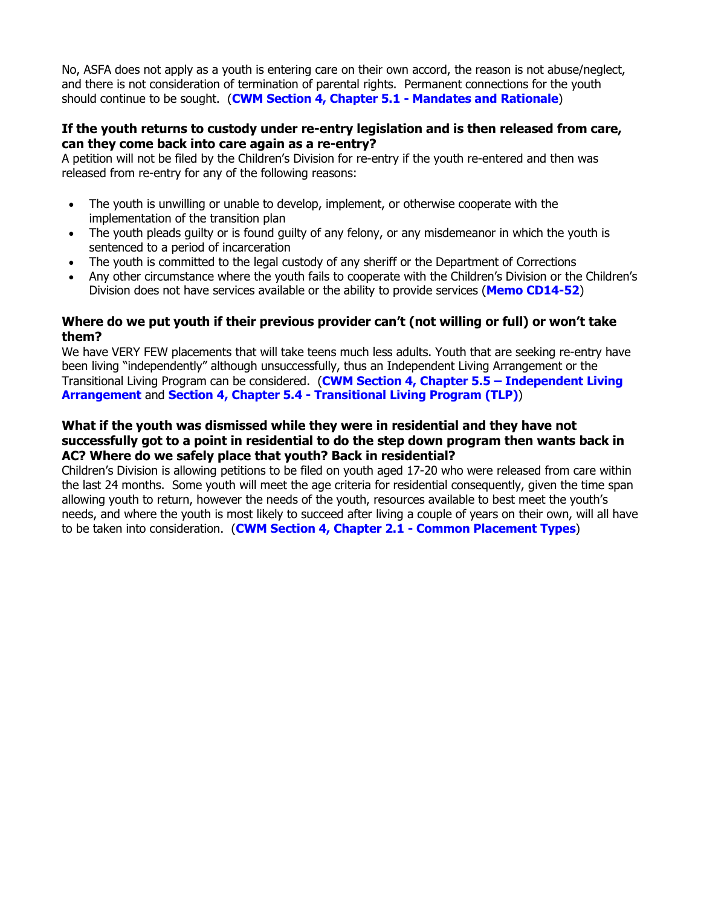No, ASFA does not apply as a youth is entering care on their own accord, the reason is not abuse/neglect, and there is not consideration of termination of parental rights. Permanent connections for the youth should continue to be sought. (**CWM Section 4, Chapter 5.1 - Mandates and Rationale**)

**If the youth returns to custody under re-entry legislation and is then released from care, can they come back into care again as a re-entry?**

A petition will not be filed by the Children's Division for re-entry if the youth re-entered and then was released from re-entry for any of the following reasons:

- The youth is unwilling or unable to develop, implement, or otherwise cooperate with the implementation of the transition plan
- The youth pleads guilty or is found guilty of any felony, or any misdemeanor in which the youth is sentenced to a period of incarceration
- The youth is committed to the legal custody of any sheriff or the Department of Corrections
- Any other circumstance where the youth fails to cooperate with the Children's Division or the Children's Division does not have services available or the ability to provide services (**Memo CD14-52**)

**Where do we put youth if their previous provider can't (not willing or full) or won't take them?**

We have VERY FEW placements that will take teens much less adults. Youth that are seeking re-entry have been living "independently" although unsuccessfully, thus an Independent Living Arrangement or the Transitional Living Program can be considered. (**CWM Section 4, Chapter 5.5 – Independent Living Arrangement** and **Section 4, Chapter 5.4 - Transitional Living Program (TLP)**)

**What if the youth was dismissed while they were in residential and they have not successfully got to a point in residential to do the step down program then wants back in AC? Where do we safely place that youth? Back in residential?**

Children's Division is allowing petitions to be filed on youth aged 17-20 who were released from care within the last 24 months. Some youth will meet the age criteria for residential consequently, given the time span allowing youth to return, however the needs of the youth, resources available to best meet the youth's needs, and where the youth is most likely to succeed after living a couple of years on their own, will all have to be taken into consideration. (**CWM Section 4, Chapter 2.1 - Common Placement Types**)